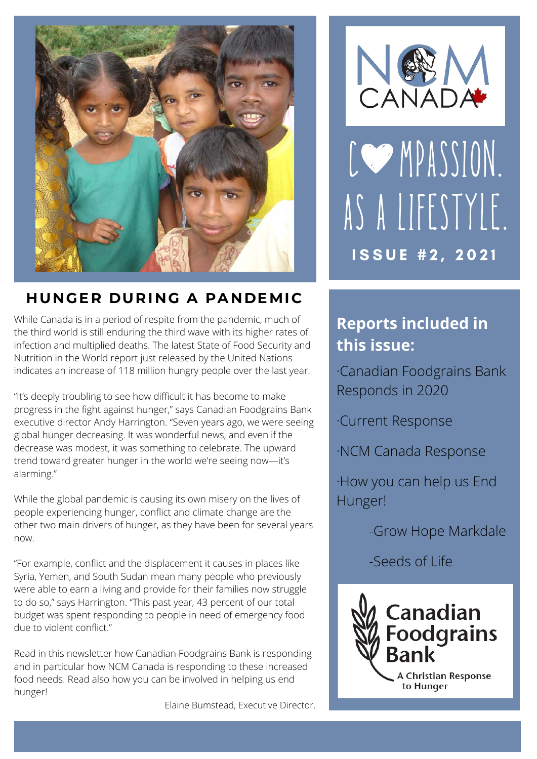NCM CANADA

# Compassion. As a lifestyle.

**ISSUE #2, 2021**

## HUNGER DURING A PANDEMIC

While Canada is in a period of respite from the pandemic, much of the third world is still enduring the third wave with its higher rates of infection and multiplied deaths. The latest State of Food Security and Nutrition in the World report just released by the United Nations indicates an increase of 118 million hungry people over the last year.

"It's deeply troubling to see how difficult it has become to make progress in the fight against hunger," says Canadian Foodgrains Bank executive director Andy Harrington. "Seven years ago, we were seeing global hunger decreasing. It was wonderful news, and even if the decrease was modest, it was something to celebrate. The upward trend toward greater hunger in the world we're seeing now—it's alarming."

While the global pandemic is causing its own misery on the lives of people experiencing hunger, conflict and climate change are the other two main drivers of hunger, as they have been for several years now.

"For example, conflict and the displacement it causes in places like Syria, Yemen, and South Sudan mean many people who previously were able to earn a living and provide for their families now struggle to do so," says Harrington. "This past year, 43 percent of our total budget was spent responding to people in need of emergency food due to violent conflict."

Read in this newsletter how Canadian Foodgrains Bank is responding and in particular how NCM Canada is responding to these increased food needs. Read also how you can be involved in helping us end hunger!

Elaine Bumstead, Executive Director.

## Reports included in this issue:

- Canadian Foodgrains Bank Responds in 2020
- Current Response
- NCM Canada Response
- How you can help us End Hunger!
    - Grow Hope Markdale
    - Seeds of Life

Canadian Foodgrains Bank
A Christian Response to Hunger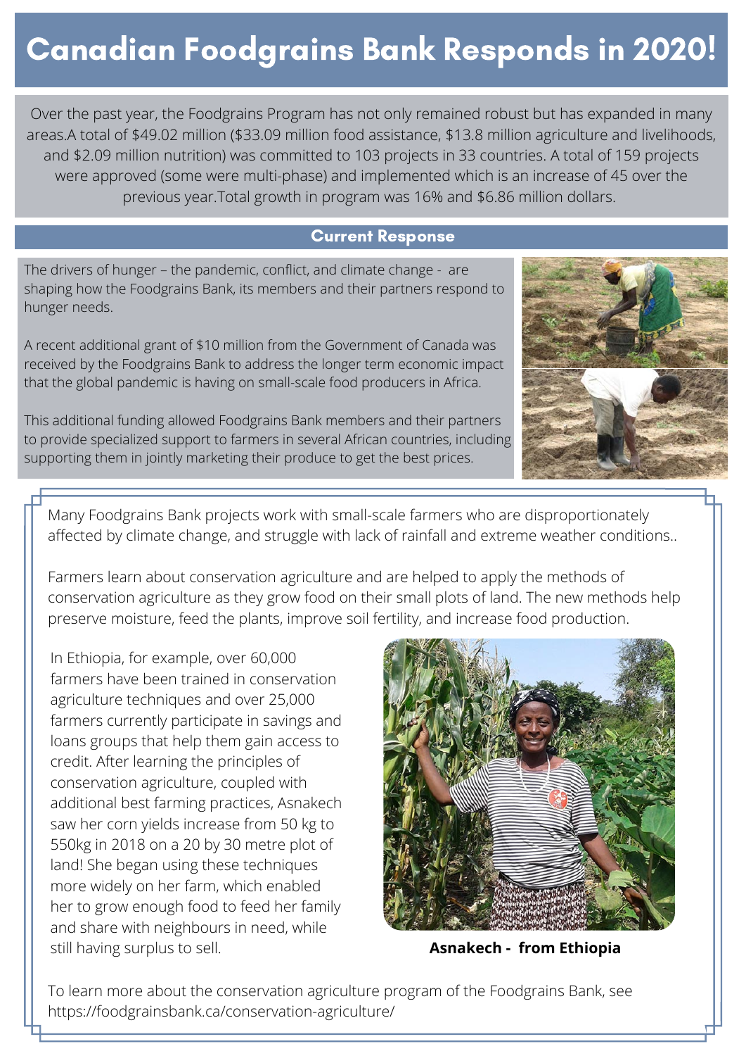# Canadian Foodgrains Bank Responds in 2020!

Over the past year, the Foodgrains Program has not only remained robust but has expanded in many areas.A total of $49.02 million ($33.09 million food assistance, $13.8 million agriculture and livelihoods, and $2.09 million nutrition) was committed to 103 projects in 33 countries. A total of 159 projects were approved (some were multi-phase) and implemented which is an increase of 45 over the previous year.Total growth in program was 16% and $6.86 million dollars.

## Current Response

The drivers of hunger – the pandemic, conflict, and climate change - are shaping how the Foodgrains Bank, its members and their partners respond to hunger needs.

A recent additional grant of $10 million from the Government of Canada was received by the Foodgrains Bank to address the longer term economic impact that the global pandemic is having on small-scale food producers in Africa.

This additional funding allowed Foodgrains Bank members and their partners to provide specialized support to farmers in several African countries, including supporting them in jointly marketing their produce to get the best prices.

Many Foodgrains Bank projects work with small-scale farmers who are disproportionately affected by climate change, and struggle with lack of rainfall and extreme weather conditions..

Farmers learn about conservation agriculture and are helped to apply the methods of conservation agriculture as they grow food on their small plots of land. The new methods help preserve moisture, feed the plants, improve soil fertility, and increase food production.

In Ethiopia, for example, over 60,000 farmers have been trained in conservation agriculture techniques and over 25,000 farmers currently participate in savings and loans groups that help them gain access to credit. After learning the principles of conservation agriculture, coupled with additional best farming practices, Asnakech saw her corn yields increase from 50 kg to 550kg in 2018 on a 20 by 30 metre plot of land! She began using these techniques more widely on her farm, which enabled her to grow enough food to feed her family and share with neighbours in need, while still having surplus to sell.

**Asnakech - from Ethiopia**

To learn more about the conservation agriculture program of the Foodgrains Bank, see https://foodgrainsbank.ca/conservation-agriculture/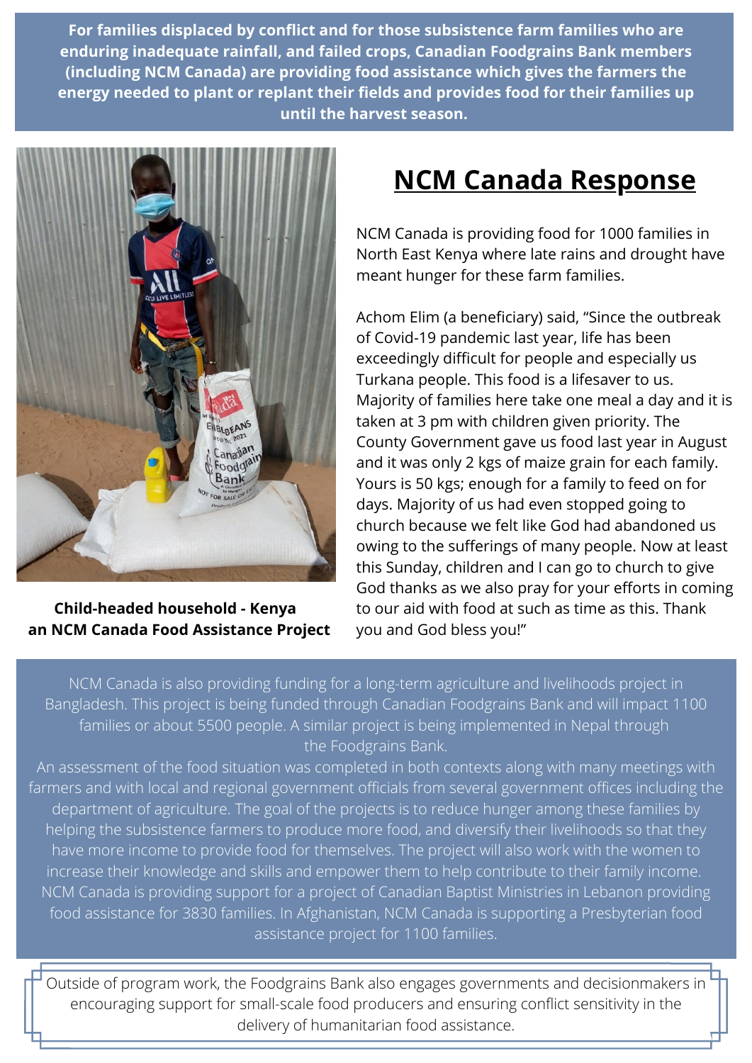**For families displaced by conflict and for those subsistence farm families who are enduring inadequate rainfall, and failed crops, Canadian Foodgrains Bank members (including NCM Canada) are providing food assistance which gives the farmers the energy needed to plant or replant their fields and provides food for their families up until the harvest season.**

**Child-headed household - Kenya**
**an NCM Canada Food Assistance Project**

## NCM Canada Response

NCM Canada is providing food for 1000 families in North East Kenya where late rains and drought have meant hunger for these farm families.

Achom Elim (a beneficiary) said, "Since the outbreak of Covid-19 pandemic last year, life has been exceedingly difficult for people and especially us Turkana people. This food is a lifesaver to us. Majority of families here take one meal a day and it is taken at 3 pm with children given priority. The County Government gave us food last year in August and it was only 2 kgs of maize grain for each family. Yours is 50 kgs; enough for a family to feed on for days. Majority of us had even stopped going to church because we felt like God had abandoned us owing to the sufferings of many people. Now at least this Sunday, children and I can go to church to give God thanks as we also pray for your efforts in coming to our aid with food at such as time as this. Thank you and God bless you!"

NCM Canada is also providing funding for a long-term agriculture and livelihoods project in Bangladesh. This project is being funded through Canadian Foodgrains Bank and will impact 1100 families or about 5500 people. A similar project is being implemented in Nepal through the Foodgrains Bank.
An assessment of the food situation was completed in both contexts along with many meetings with farmers and with local and regional government officials from several government offices including the department of agriculture. The goal of the projects is to reduce hunger among these families by helping the subsistence farmers to produce more food, and diversify their livelihoods so that they have more income to provide food for themselves. The project will also work with the women to increase their knowledge and skills and empower them to help contribute to their family income.
NCM Canada is providing support for a project of Canadian Baptist Ministries in Lebanon providing food assistance for 3830 families. In Afghanistan, NCM Canada is supporting a Presbyterian food assistance project for 1100 families.

Outside of program work, the Foodgrains Bank also engages governments and decisionmakers in encouraging support for small-scale food producers and ensuring conflict sensitivity in the delivery of humanitarian food assistance.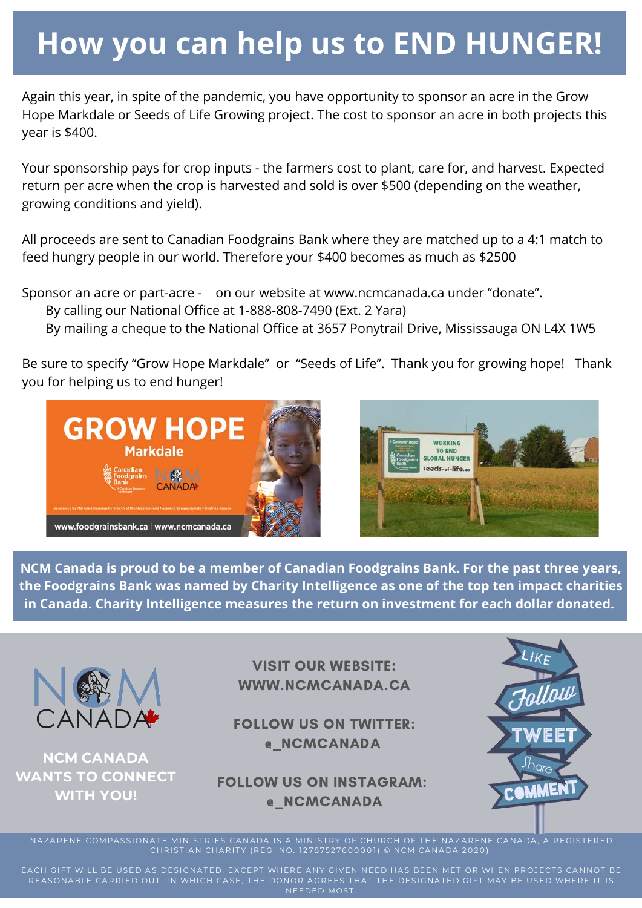# How you can help us to END HUNGER!

Again this year, in spite of the pandemic, you have opportunity to sponsor an acre in the Grow Hope Markdale or Seeds of Life Growing project. The cost to sponsor an acre in both projects this year is $400.

Your sponsorship pays for crop inputs - the farmers cost to plant, care for, and harvest. Expected return per acre when the crop is harvested and sold is over $500 (depending on the weather, growing conditions and yield).

All proceeds are sent to Canadian Foodgrains Bank where they are matched up to a 4:1 match to feed hungry people in our world. Therefore your $400 becomes as much as $2500

Sponsor an acre or part-acre - on our website at www.ncmcanada.ca under "donate".
By calling our National Office at 1-888-808-7490 (Ext. 2 Yara)
By mailing a cheque to the National Office at 3657 Ponytrail Drive, Mississauga ON L4X 1W5

Be sure to specify "Grow Hope Markdale" or "Seeds of Life". Thank you for growing hope! Thank you for helping us to end hunger!

**NCM Canada is proud to be a member of Canadian Foodgrains Bank. For the past three years, the Foodgrains Bank was named by Charity Intelligence as one of the top ten impact charities in Canada. Charity Intelligence measures the return on investment for each dollar donated.**

**NCM CANADA WANTS TO CONNECT WITH YOU!**

**VISIT OUR WEBSITE: WWW.NCMCANADA.CA**

**FOLLOW US ON TWITTER: @_NCMCANADA**

**FOLLOW US ON INSTAGRAM: @_NCMCANADA**

NAZARENE COMPASSIONATE MINISTRIES CANADA IS A MINISTRY OF CHURCH OF THE NAZARENE CANADA, A REGISTERED CHRISTIAN CHARITY (REG. NO. 12787527600001) © NCM CANADA 2020)

EACH GIFT WILL BE USED AS DESIGNATED, EXCEPT WHERE ANY GIVEN NEED HAS BEEN MET OR WHEN PROJECTS CANNOT BE REASONABLE CARRIED OUT, IN WHICH CASE, THE DONOR AGREES THAT THE DESIGNATED GIFT MAY BE USED WHERE IT IS NEEDED MOST.